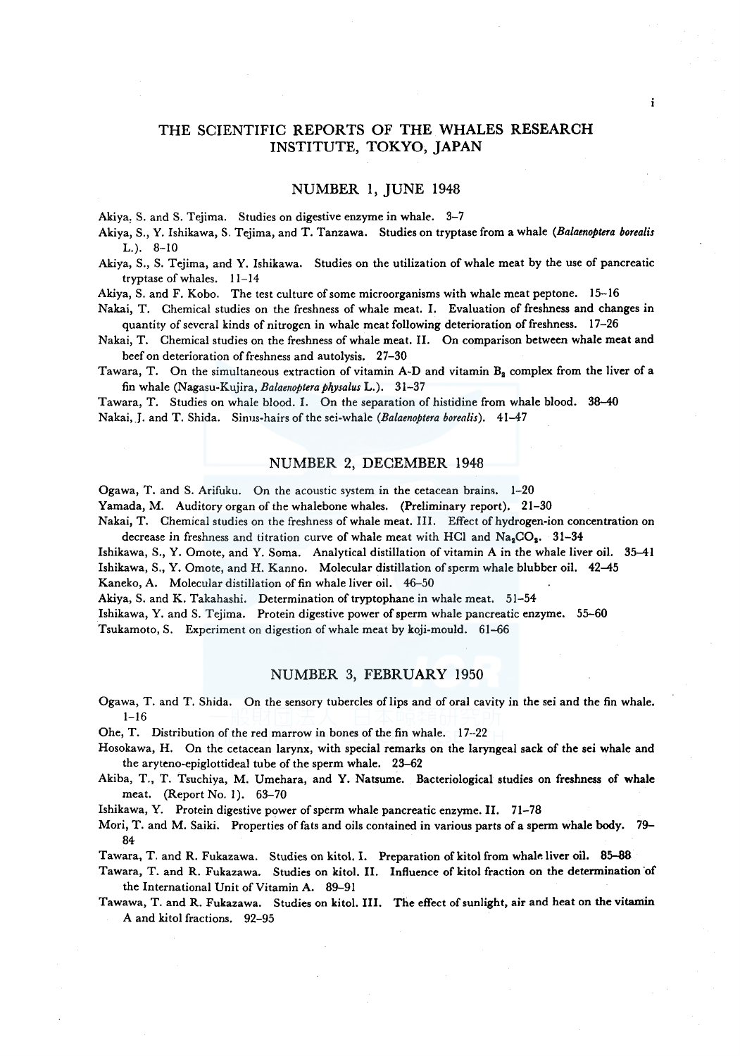# THE SCIENTIFIC REPORTS OF THE WHALES RESEARCH INSTITUTE, TOKYO, JAPAN

## NUMBER 1, JUNE 1948

Akiya, S. and S. Tejima. Studies on digestive enzyme in whale. 3–7

Akiya, S., Y. Ishikawa, S. Tejima, and T. Tanzawa. Studies on tryptase from a whale (*Balaenoptera borealis* L.). 8–10

Akiya, S., S. Tejima, and Y. Ishikawa. Studies on the utilization of whale meat by the use of pancreatic tryptase of whales. 11–14

Akiya, S. and F. Kobo. The test culture of some microorganisms with whale meat peptone. 15–16

Nakai, T. Chemical studies on the freshness of whale meat. I. Evaluation of freshness and changes in quantity of several kinds of nitrogen in whale meat following deterioration of freshness. 17–26

Nakai, T. Chemical studies on the freshness of whale meat. II. On comparison between whale meat and beef on deterioration of freshness and autolysis. 27–30

Tawara, T. On the simultaneous extraction of vitamin A-D and vitamin $B_2$ complex from the liver of a fin whale (Nagasu-Kujira, *Balaenoptera physalus* L.). 31–37

Tawara, T. Studies on whale blood. I. On the separation of histidine from whale blood. 38–40

Nakai, J. and T. Shida. Sinus-hairs of the sei-whale (*Balaenoptera borealis*). 41–47

## NUMBER 2, DECEMBER 1948

Ogawa, T. and S. Arifuku. On the acoustic system in the cetacean brains. 1–20

Yamada, M. Auditory organ of the whalebone whales. (Preliminary report). 21–30

Nakai, T. Chemical studies on the freshness of whale meat. III. Effect of hydrogen-ion concentration on decrease in freshness and titration curve of whale meat with HCl and $Na_2CO_3$. 31–34

Ishikawa, S., Y. Omote, and Y. Soma. Analytical distillation of vitamin A in the whale liver oil. 35–41

Ishikawa, S., Y. Omote, and H. Kanno. Molecular distillation of sperm whale blubber oil. 42–45

Kaneko, A. Molecular distillation of fin whale liver oil. 46–50

Akiya, S. and K. Takahashi. Determination of tryptophane in whale meat. 51–54

Ishikawa, Y. and S. Tejima. Protein digestive power of sperm whale pancreatic enzyme. 55–60

Tsukamoto, S. Experiment on digestion of whale meat by koji-mould. 61–66

## NUMBER 3, FEBRUARY 1950

Ogawa, T. and T. Shida. On the sensory tubercles of lips and of oral cavity in the sei and the fin whale. 1–16

Ohe, T. Distribution of the red marrow in bones of the fin whale. 17–22

Hosokawa, H. On the cetacean larynx, with special remarks on the laryngeal sack of the sei whale and the aryteno-epiglottideal tube of the sperm whale. 23–62

Akiba, T., T. Tsuchiya, M. Umehara, and Y. Natsume. Bacteriological studies on freshness of whale meat. (Report No. 1). 63–70

Ishikawa, Y. Protein digestive power of sperm whale pancreatic enzyme. II. 71–78

Mori, T. and M. Saiki. Properties of fats and oils contained in various parts of a sperm whale body. 79–84

Tawara, T. and R. Fukazawa. Studies on kitol. I. Preparation of kitol from whale liver oil. 85–88

Tawara, T. and R. Fukazawa. Studies on kitol. II. Influence of kitol fraction on the determination of the International Unit of Vitamin A. 89–91

Tawawa, T. and R. Fukazawa. Studies on kitol. III. The effect of sunlight, air and heat on the vitamin A and kitol fractions. 92–95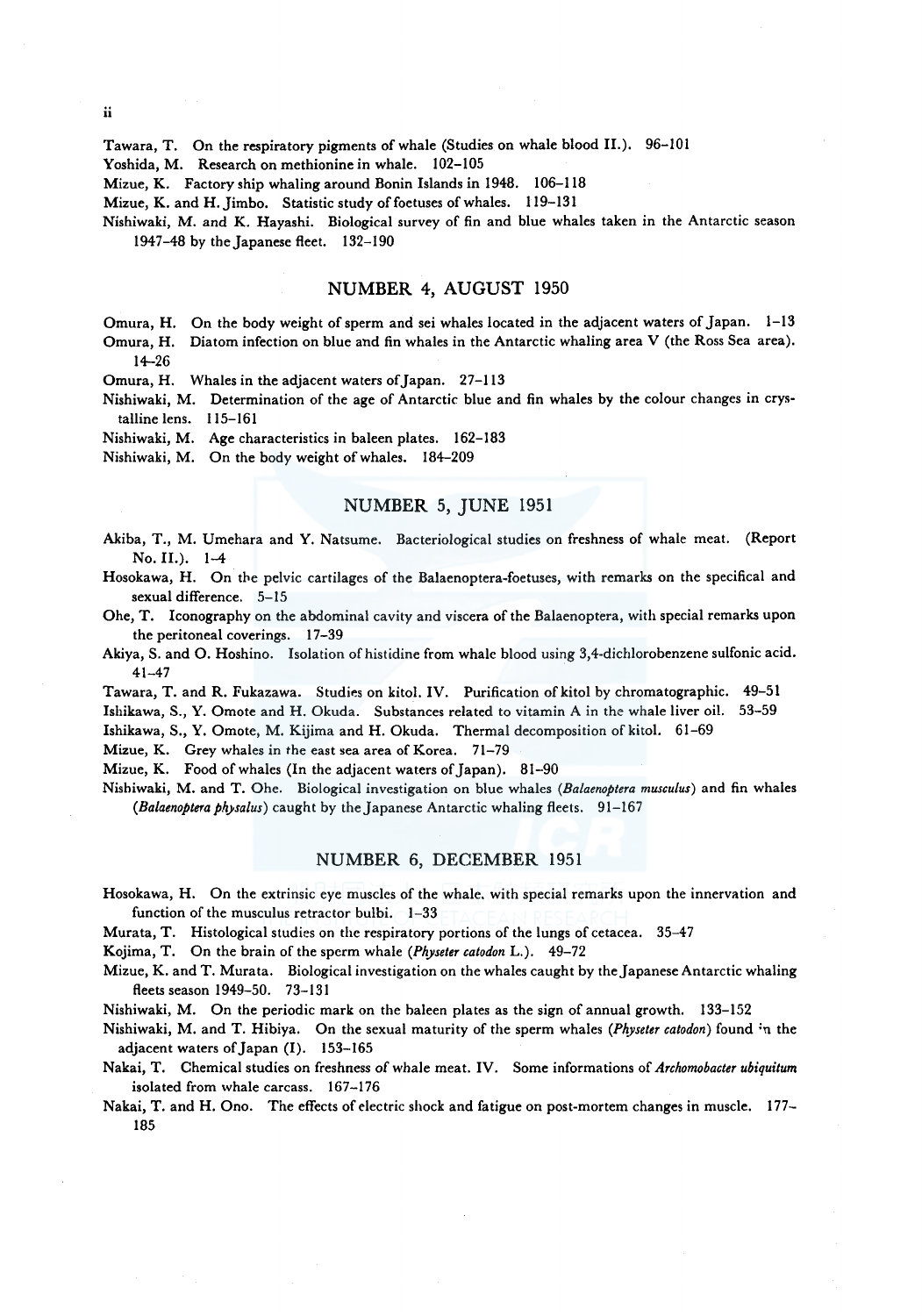Tawara, T. On the respiratory pigments of whale (Studies on whale blood II.). 96–101

Yoshida, M. Research on methionine in whale. 102–105

Mizue, K. Factory ship whaling around Bonin Islands in 1948. 106–118

Mizue, K. and H. Jimbo. Statistic study of foetuses of whales. 119–131

Nishiwaki, M. and K. Hayashi. Biological survey of fin and blue whales taken in the Antarctic season 1947–48 by the Japanese fleet. 132–190

## NUMBER 4, AUGUST 1950

Omura, H. On the body weight of sperm and sei whales located in the adjacent waters of Japan. 1–13

Omura, H. Diatom infection on blue and fin whales in the Antarctic whaling area V (the Ross Sea area). 14–26

Omura, H. Whales in the adjacent waters of Japan. 27–113

Nishiwaki, M. Determination of the age of Antarctic blue and fin whales by the colour changes in crystalline lens. 115–161

Nishiwaki, M. Age characteristics in baleen plates. 162–183

Nishiwaki, M. On the body weight of whales. 184–209

## NUMBER 5, JUNE 1951

Akiba, T., M. Umehara and Y. Natsume. Bacteriological studies on freshness of whale meat. (Report No. II.). 1–4

Hosokawa, H. On the pelvic cartilages of the Balaenoptera-foetuses, with remarks on the specifical and sexual difference. 5–15

Ohe, T. Iconography on the abdominal cavity and viscera of the Balaenoptera, with special remarks upon the peritoneal coverings. 17–39

Akiya, S. and O. Hoshino. Isolation of histidine from whale blood using 3,4-dichlorobenzene sulfonic acid. 41–47

Tawara, T. and R. Fukazawa. Studies on kitol. IV. Purification of kitol by chromatographic. 49–51

Ishikawa, S., Y. Omote and H. Okuda. Substances related to vitamin A in the whale liver oil. 53–59

Ishikawa, S., Y. Omote, M. Kijima and H. Okuda. Thermal decomposition of kitol. 61–69

Mizue, K. Grey whales in the east sea area of Korea. 71–79

Mizue, K. Food of whales (In the adjacent waters of Japan). 81–90

Nishiwaki, M. and T. Ohe. Biological investigation on blue whales (*Balaenoptera musculus*) and fin whales (*Balaenoptera physalus*) caught by the Japanese Antarctic whaling fleets. 91–167

## NUMBER 6, DECEMBER 1951

Hosokawa, H. On the extrinsic eye muscles of the whale. with special remarks upon the innervation and function of the musculus retractor bulbi. 1–33

Murata, T. Histological studies on the respiratory portions of the lungs of cetacea. 35–47

Kojima, T. On the brain of the sperm whale (*Physeter catodon* L.). 49–72

Mizue, K. and T. Murata. Biological investigation on the whales caught by the Japanese Antarctic whaling fleets season 1949–50. 73–131

Nishiwaki, M. On the periodic mark on the baleen plates as the sign of annual growth. 133–152

Nishiwaki, M. and T. Hibiya. On the sexual maturity of the sperm whales (*Physeter catodon*) found in the adjacent waters of Japan (I). 153–165

Nakai, T. Chemical studies on freshness of whale meat. IV. Some informations of *Archomobacter ubiquitum* isolated from whale carcass. 167–176

Nakai, T. and H. Ono. The effects of electric shock and fatigue on post-mortem changes in muscle. 177–185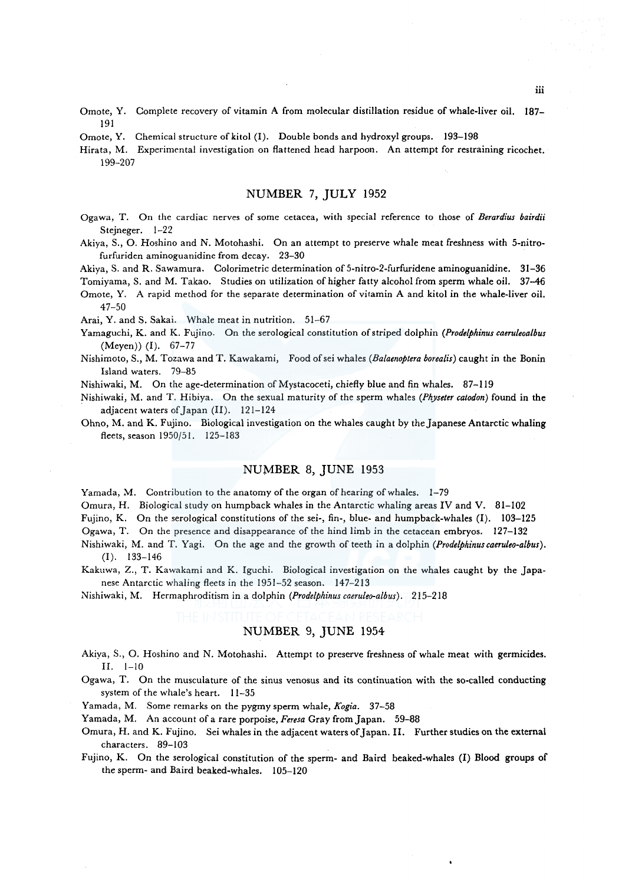Omote, Y. Complete recovery of vitamin A from molecular distillation residue of whale-liver oil. 187–191

Omote, Y. Chemical structure of kitol (I). Double bonds and hydroxyl groups. 193–198

Hirata, M. Experimental investigation on flattened head harpoon. An attempt for restraining ricochet. 199–207

## NUMBER 7, JULY 1952

Ogawa, T. On the cardiac nerves of some cetacea, with special reference to those of *Berardius bairdii* Stejneger. 1–22

Akiya, S., O. Hoshino and N. Motohashi. On an attempt to preserve whale meat freshness with 5-nitrofurfuriden aminoguanidine from decay. 23–30

Akiya, S. and R. Sawamura. Colorimetric determination of 5-nitro-2-furfuridene aminoguanidine. 31–36

Tomiyama, S. and M. Takao. Studies on utilization of higher fatty alcohol from sperm whale oil. 37–46

Omote, Y. A rapid method for the separate determination of vitamin A and kitol in the whale-liver oil. 47–50

Arai, Y. and S. Sakai. Whale meat in nutrition. 51–67

Yamaguchi, K. and K. Fujino. On the serological constitution of striped dolphin (*Prodelphinus caeruleoalbus* (Meyen)) (I). 67–77

Nishimoto, S., M. Tozawa and T. Kawakami, Food of sei whales (*Balaenoptera borealis*) caught in the Bonin Island waters. 79–85

Nishiwaki, M. On the age-determination of Mystacoceti, chiefly blue and fin whales. 87–119

Nishiwaki, M. and T. Hibiya. On the sexual maturity of the sperm whales (*Physeter catodon*) found in the adjacent waters of Japan (II). 121–124

Ohno, M. and K. Fujino. Biological investigation on the whales caught by the Japanese Antarctic whaling fleets, season 1950/51. 125–183

## NUMBER 8, JUNE 1953

Yamada, M. Contribution to the anatomy of the organ of hearing of whales. 1–79

Omura, H. Biological study on humpback whales in the Antarctic whaling areas IV and V. 81–102

Fujino, K. On the serological constitutions of the sei-, fin-, blue- and humpback-whales (I). 103–125

Ogawa, T. On the presence and disappearance of the hind limb in the cetacean embryos. 127–132

Nishiwaki, M. and T. Yagi. On the age and the growth of teeth in a dolphin (*Prodelphinus caeruleo-albus*). (I). 133–146

Kakuwa, Z., T. Kawakami and K. Iguchi. Biological investigation on the whales caught by the Japanese Antarctic whaling fleets in the 1951–52 season. 147–213

Nishiwaki, M. Hermaphroditism in a dolphin (*Prodelphinus caeruleo-albus*). 215–218

## NUMBER 9, JUNE 1954

Akiya, S., O. Hoshino and N. Motohashi. Attempt to preserve freshness of whale meat with germicides. II. 1–10

Ogawa, T. On the musculature of the sinus venosus and its continuation with the so-called conducting system of the whale's heart. 11–35

Yamada, M. Some remarks on the pygmy sperm whale, *Kogia*. 37–58

Yamada, M. An account of a rare porpoise, *Feresa* Gray from Japan. 59–88

Omura, H. and K. Fujino. Sei whales in the adjacent waters of Japan. II. Further studies on the external characters. 89–103

Fujino, K. On the serological constitution of the sperm- and Baird beaked-whales (I) Blood groups of the sperm- and Baird beaked-whales. 105–120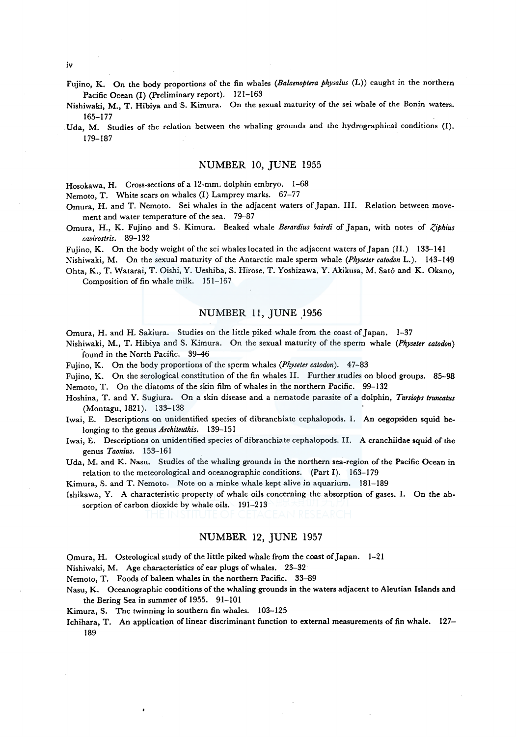Fujino, K. On the body proportions of the fin whales (*Balaenoptera physalus* (L)) caught in the northern Pacific Ocean (I) (Preliminary report). 121–163

Nishiwaki, M., T. Hibiya and S. Kimura. On the sexual maturity of the sei whale of the Bonin waters. 165–177

Uda, M. Studies of the relation between the whaling grounds and the hydrographical conditions (I). 179–187

## NUMBER 10, JUNE 1955

Hosokawa, H. Cross-sections of a 12-mm. dolphin embryo. 1–68

Nemoto, T. White scars on whales (I) Lamprey marks. 67–77

Omura, H. and T. Nemoto. Sei whales in the adjacent waters of Japan. III. Relation between movement and water temperature of the sea. 79–87

Omura, H., K. Fujino and S. Kimura. Beaked whale *Berardius bairdi* of Japan, with notes of *Ziphius cavirostris*. 89–132

Fujino, K. On the body weight of the sei whales located in the adjacent waters of Japan (II.) 133–141

Nishiwaki, M. On the sexual maturity of the Antarctic male sperm whale (*Physeter catodon* L.). 143–149

Ohta, K., T. Watarai, T. Oishi, Y. Ueshiba, S. Hirose, T. Yoshizawa, Y. Akikusa, M. Satô and K. Okano, Composition of fin whale milk. 151–167

## NUMBER 11, JUNE 1956

Omura, H. and H. Sakiura. Studies on the little piked whale from the coast of Japan. 1–37

Nishiwaki, M., T. Hibiya and S. Kimura. On the sexual maturity of the sperm whale (*Physeter catodon*) found in the North Pacific. 39–46

Fujino, K. On the body proportions of the sperm whales (*Physeter catodon*). 47–83

Fujino, K. On the serological constitution of the fin whales II. Further studies on blood groups. 85–98

Nemoto, T. On the diatoms of the skin film of whales in the northern Pacific. 99–132

Hoshina, T. and Y. Sugiura. On a skin disease and a nematode parasite of a dolphin, *Tursiops truncatus* (Montagu, 1821). 133–138

Iwai, E. Descriptions on unidentified species of dibranchiate cephalopods. I. An oegopsiden squid belonging to the genus *Architeuthis*. 139–151

Iwai, E. Descriptions on unidentified species of dibranchiate cephalopods. II. A cranchiidae squid of the genus *Taonius*. 153–161

Uda, M. and K. Nasu. Studies of the whaling grounds in the northern sea-region of the Pacific Ocean in relation to the meteorological and oceanographic conditions. (Part I). 163–179

Kimura, S. and T. Nemoto. Note on a minke whale kept alive in aquarium. 181–189

Ishikawa, Y. A characteristic property of whale oils concerning the absorption of gases. I. On the absorption of carbon dioxide by whale oils. 191–213

## NUMBER 12, JUNE 1957

Omura, H. Osteological study of the little piked whale from the coast of Japan. 1–21

Nishiwaki, M. Age characteristics of ear plugs of whales. 23–32

Nemoto, T. Foods of baleen whales in the northern Pacific. 33–89

Nasu, K. Oceanographic conditions of the whaling grounds in the waters adjacent to Aleutian Islands and the Bering Sea in summer of 1955. 91–101

Kimura, S. The twinning in southern fin whales. 103–125

Ichihara, T. An application of linear discriminant function to external measurements of fin whale. 127–189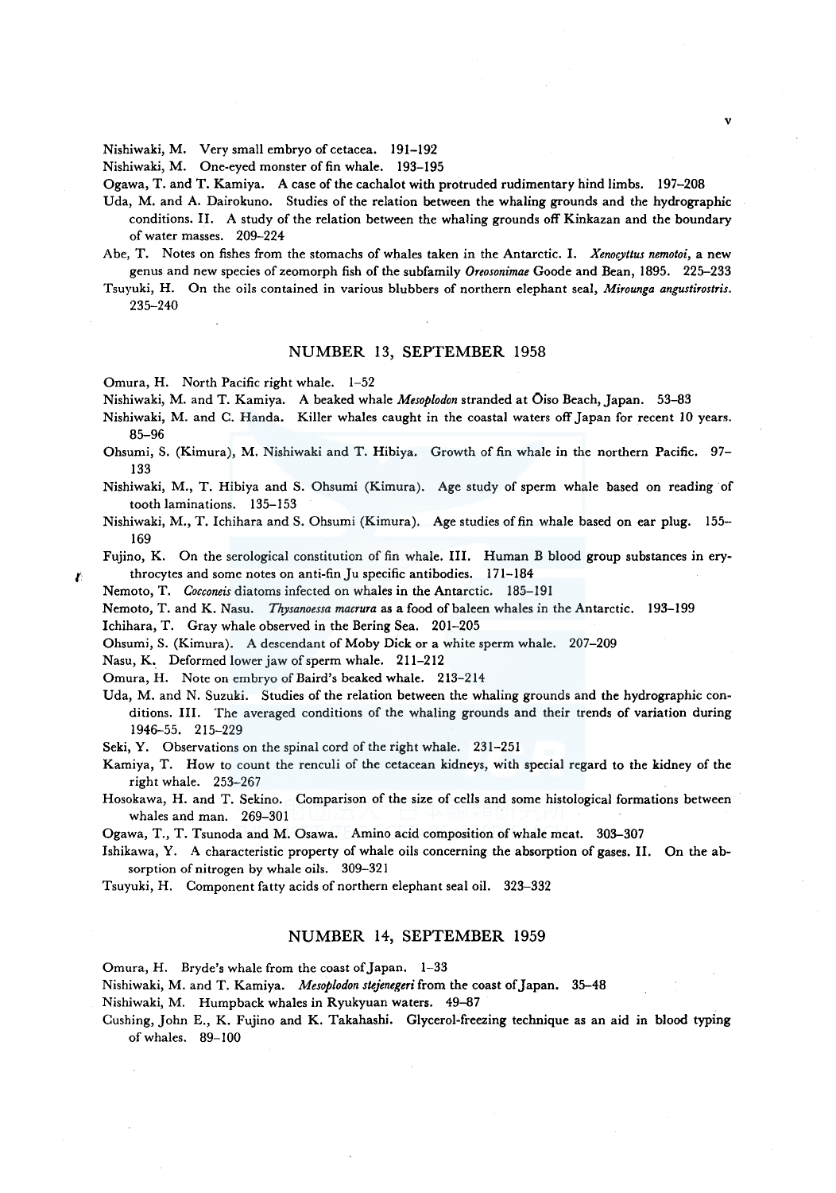Nishiwaki, M. Very small embryo of cetacea. 191–192

Nishiwaki, M. One-eyed monster of fin whale. 193–195

Ogawa, T. and T. Kamiya. A case of the cachalot with protruded rudimentary hind limbs. 197–208

Uda, M. and A. Dairokuno. Studies of the relation between the whaling grounds and the hydrographic conditions. II. A study of the relation between the whaling grounds off Kinkazan and the boundary of water masses. 209–224

Abe, T. Notes on fishes from the stomachs of whales taken in the Antarctic. I. *Xenocyttus nemotoi*, a new genus and new species of zeomorph fish of the subfamily *Oreosonimae* Goode and Bean, 1895. 225–233

Tsuyuki, H. On the oils contained in various blubbers of northern elephant seal, *Mirounga angustirostris*. 235–240

## NUMBER 13, SEPTEMBER 1958

Omura, H. North Pacific right whale. 1–52

Nishiwaki, M. and T. Kamiya. A beaked whale *Mesoplodon* stranded at Ōiso Beach, Japan. 53–83

Nishiwaki, M. and C. Handa. Killer whales caught in the coastal waters off Japan for recent 10 years. 85–96

Ohsumi, S. (Kimura), M. Nishiwaki and T. Hibiya. Growth of fin whale in the northern Pacific. 97–133

Nishiwaki, M., T. Hibiya and S. Ohsumi (Kimura). Age study of sperm whale based on reading of tooth laminations. 135–153

Nishiwaki, M., T. Ichihara and S. Ohsumi (Kimura). Age studies of fin whale based on ear plug. 155–169

Fujino, K. On the serological constitution of fin whale. III. Human B blood group substances in erythrocytes and some notes on anti-fin Ju specific antibodies. 171–184

Nemoto, T. *Cocconeis* diatoms infected on whales in the Antarctic. 185–191

Nemoto, T. and K. Nasu. *Thysanoessa macrura* as a food of baleen whales in the Antarctic. 193–199

Ichihara, T. Gray whale observed in the Bering Sea. 201–205

Ohsumi, S. (Kimura). A descendant of Moby Dick or a white sperm whale. 207–209

Nasu, K. Deformed lower jaw of sperm whale. 211–212

Omura, H. Note on embryo of Baird's beaked whale. 213–214

Uda, M. and N. Suzuki. Studies of the relation between the whaling grounds and the hydrographic conditions. III. The averaged conditions of the whaling grounds and their trends of variation during 1946–55. 215–229

Seki, Y. Observations on the spinal cord of the right whale. 231–251

Kamiya, T. How to count the renculi of the cetacean kidneys, with special regard to the kidney of the right whale. 253–267

Hosokawa, H. and T. Sekino. Comparison of the size of cells and some histological formations between whales and man. 269–301

Ogawa, T., T. Tsunoda and M. Osawa. Amino acid composition of whale meat. 303–307

Ishikawa, Y. A characteristic property of whale oils concerning the absorption of gases. II. On the absorption of nitrogen by whale oils. 309–321

Tsuyuki, H. Component fatty acids of northern elephant seal oil. 323–332

## NUMBER 14, SEPTEMBER 1959

Omura, H. Bryde's whale from the coast of Japan. 1–33

Nishiwaki, M. and T. Kamiya. *Mesoplodon stejenegeri* from the coast of Japan. 35–48

Nishiwaki, M. Humpback whales in Ryukyuan waters. 49–87

Cushing, John E., K. Fujino and K. Takahashi. Glycerol-freezing technique as an aid in blood typing of whales. 89–100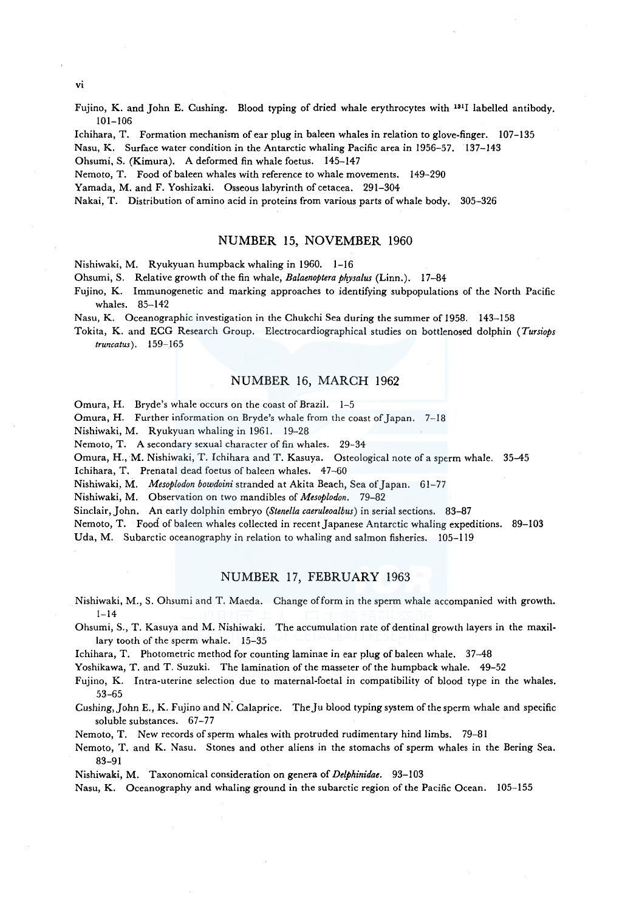Fujino, K. and John E. Cushing. Blood typing of dried whale erythrocytes with $^{131}I$ labelled antibody. 101–106

Ichihara, T. Formation mechanism of ear plug in baleen whales in relation to glove-finger. 107–135

Nasu, K. Surface water condition in the Antarctic whaling Pacific area in 1956–57. 137–143

Ohsumi, S. (Kimura). A deformed fin whale foetus. 145–147

Nemoto, T. Food of baleen whales with reference to whale movements. 149–290

Yamada, M. and F. Yoshizaki. Osseous labyrinth of cetacea. 291–304

Nakai, T. Distribution of amino acid in proteins from various parts of whale body. 305–326

## NUMBER 15, NOVEMBER 1960

Nishiwaki, M. Ryukyuan humpback whaling in 1960. 1–16

Ohsumi, S. Relative growth of the fin whale, *Balaenoptera physalus* (Linn.). 17–84

Fujino, K. Immunogenetic and marking approaches to identifying subpopulations of the North Pacific whales. 85–142

Nasu, K. Oceanographic investigation in the Chukchi Sea during the summer of 1958. 143–158

Tokita, K. and ECG Research Group. Electrocardiographical studies on bottlenosed dolphin (*Tursiops truncatus*). 159–165

## NUMBER 16, MARCH 1962

Omura, H. Bryde's whale occurs on the coast of Brazil. 1–5

Omura, H. Further information on Bryde's whale from the coast of Japan. 7–18

Nishiwaki, M. Ryukyuan whaling in 1961. 19–28

Nemoto, T. A secondary sexual character of fin whales. 29–34

Omura, H., M. Nishiwaki, T. Ichihara and T. Kasuya. Osteological note of a sperm whale. 35–45

Ichihara, T. Prenatal dead foetus of baleen whales. 47–60

Nishiwaki, M. *Mesoplodon bowdoini* stranded at Akita Beach, Sea of Japan. 61–77

Nishiwaki, M. Observation on two mandibles of *Mesoplodon*. 79–82

Sinclair, John. An early dolphin embryo (*Stenella caeruleoalbus*) in serial sections. 83–87

Nemoto, T. Food of baleen whales collected in recent Japanese Antarctic whaling expeditions. 89–103

Uda, M. Subarctic oceanography in relation to whaling and salmon fisheries. 105–119

## NUMBER 17, FEBRUARY 1963

Nishiwaki, M., S. Ohsumi and T. Maeda. Change of form in the sperm whale accompanied with growth. 1–14

Ohsumi, S., T. Kasuya and M. Nishiwaki. The accumulation rate of dentinal growth layers in the maxillary tooth of the sperm whale. 15–35

Ichihara, T. Photometric method for counting laminae in ear plug of baleen whale. 37–48

Yoshikawa, T. and T. Suzuki. The lamination of the masseter of the humpback whale. 49–52

Fujino, K. Intra-uterine selection due to maternal-foetal in compatibility of blood type in the whales. 53–65

Cushing, John E., K. Fujino and N. Calaprice. The Ju blood typing system of the sperm whale and specific soluble substances. 67–77

Nemoto, T. New records of sperm whales with protruded rudimentary hind limbs. 79–81

Nemoto, T. and K. Nasu. Stones and other aliens in the stomachs of sperm whales in the Bering Sea. 83–91

Nishiwaki, M. Taxonomical consideration on genera of *Delphinidae*. 93–103

Nasu, K. Oceanography and whaling ground in the subarctic region of the Pacific Ocean. 105–155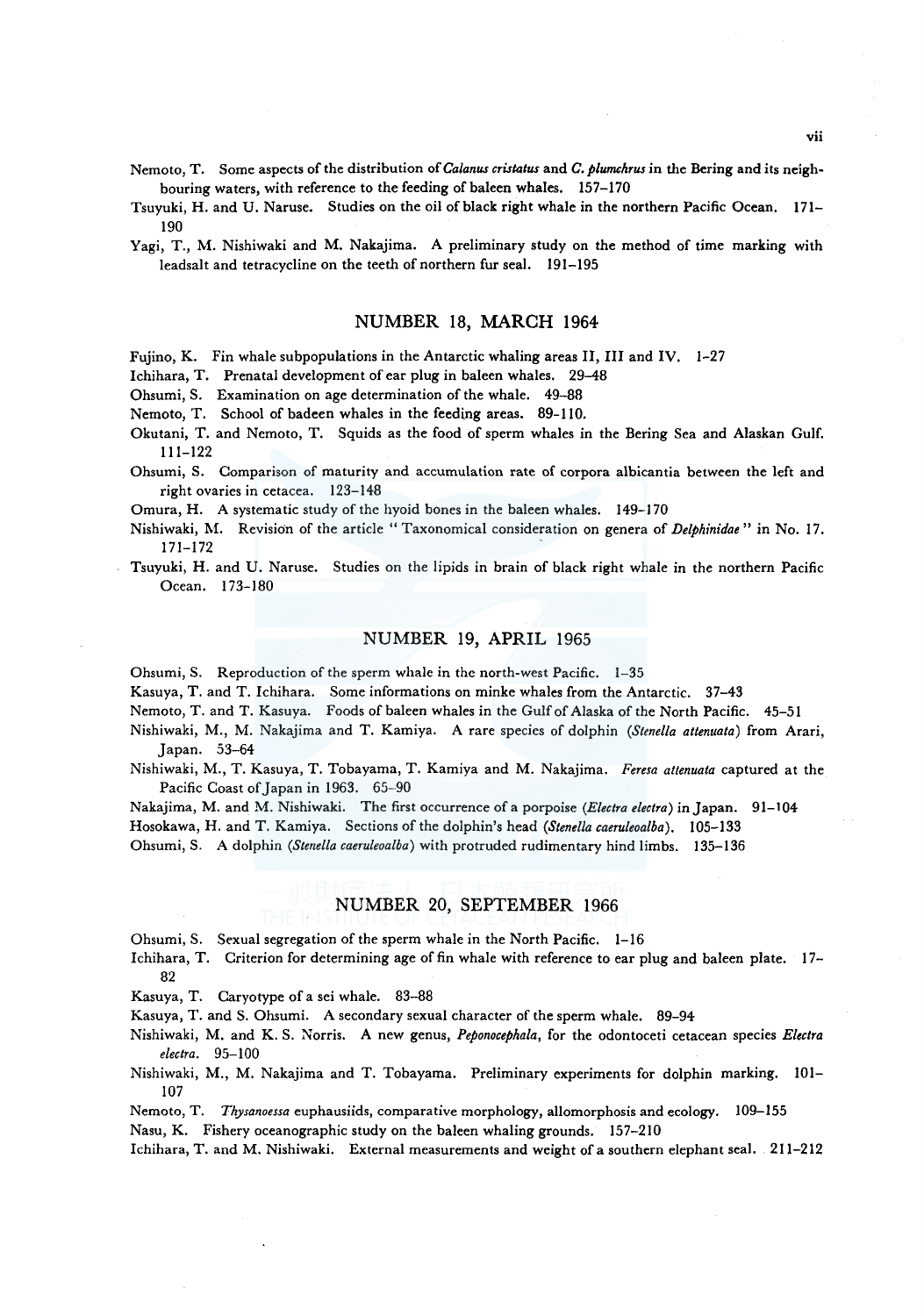Nemoto, T. Some aspects of the distribution of *Calanus cristatus* and *C. plumchrus* in the Bering and its neighbouring waters, with reference to the feeding of baleen whales. 157–170

Tsuyuki, H. and U. Naruse. Studies on the oil of black right whale in the northern Pacific Ocean. 171–190

Yagi, T., M. Nishiwaki and M. Nakajima. A preliminary study on the method of time marking with leadsalt and tetracycline on the teeth of northern fur seal. 191–195

## NUMBER 18, MARCH 1964

Fujino, K. Fin whale subpopulations in the Antarctic whaling areas II, III and IV. 1–27

Ichihara, T. Prenatal development of ear plug in baleen whales. 29–48

Ohsumi, S. Examination on age determination of the whale. 49–88

Nemoto, T. School of badeen whales in the feeding areas. 89–110.

Okutani, T. and Nemoto, T. Squids as the food of sperm whales in the Bering Sea and Alaskan Gulf. 111–122

Ohsumi, S. Comparison of maturity and accumulation rate of corpora albicantia between the left and right ovaries in cetacea. 123–148

Omura, H. A systematic study of the hyoid bones in the baleen whales. 149–170

Nishiwaki, M. Revision of the article " Taxonomical consideration on genera of *Delphinidae* " in No. 17. 171–172

Tsuyuki, H. and U. Naruse. Studies on the lipids in brain of black right whale in the northern Pacific Ocean. 173–180

## NUMBER 19, APRIL 1965

Ohsumi, S. Reproduction of the sperm whale in the north-west Pacific. 1–35

Kasuya, T. and T. Ichihara. Some informations on minke whales from the Antarctic. 37–43

Nemoto, T. and T. Kasuya. Foods of baleen whales in the Gulf of Alaska of the North Pacific. 45–51

Nishiwaki, M., M. Nakajima and T. Kamiya. A rare species of dolphin (*Stenella attenuata*) from Arari, Japan. 53–64

Nishiwaki, M., T. Kasuya, T. Tobayama, T. Kamiya and M. Nakajima. *Feresa attenuata* captured at the Pacific Coast of Japan in 1963. 65–90

Nakajima, M. and M. Nishiwaki. The first occurrence of a porpoise (*Electra electra*) in Japan. 91–104

Hosokawa, H. and T. Kamiya. Sections of the dolphin's head (*Stenella caeruleoalba*). 105–133

Ohsumi, S. A dolphin (*Stenella caeruleoalba*) with protruded rudimentary hind limbs. 135–136

## NUMBER 20, SEPTEMBER 1966

Ohsumi, S. Sexual segregation of the sperm whale in the North Pacific. 1–16

Ichihara, T. Criterion for determining age of fin whale with reference to ear plug and baleen plate. 17–82

Kasuya, T. Caryotype of a sei whale. 83–88

Kasuya, T. and S. Ohsumi. A secondary sexual character of the sperm whale. 89–94

Nishiwaki, M. and K. S. Norris. A new genus, *Peponocephala*, for the odontoceti cetacean species *Electra electra*. 95–100

Nishiwaki, M., M. Nakajima and T. Tobayama. Preliminary experiments for dolphin marking. 101–107

Nemoto, T. *Thysanoessa* euphausiids, comparative morphology, allomorphosis and ecology. 109–155

Nasu, K. Fishery oceanographic study on the baleen whaling grounds. 157–210

Ichihara, T. and M. Nishiwaki. External measurements and weight of a southern elephant seal. 211–212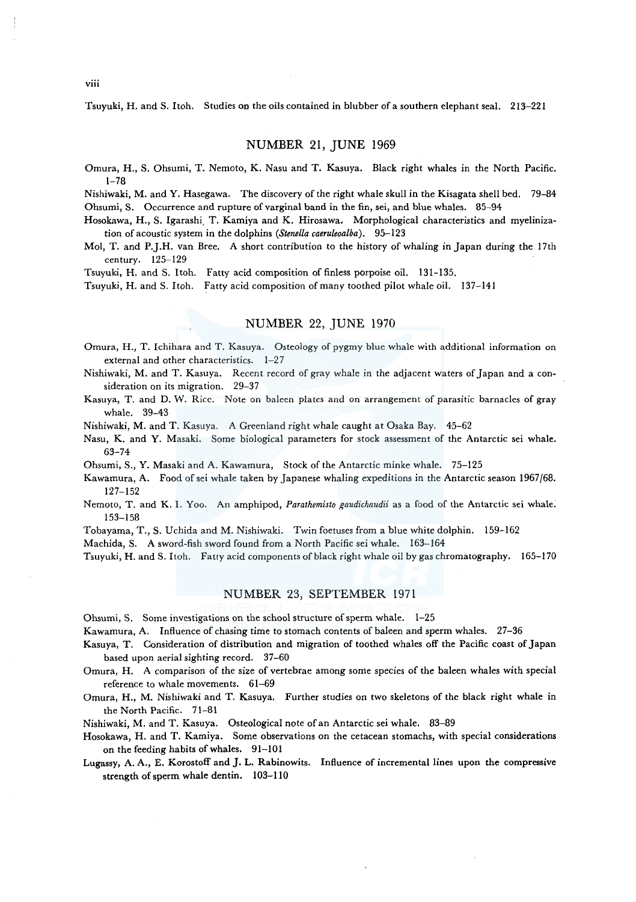Tsuyuki, H. and S. Itoh. Studies on the oils contained in blubber of a southern elephant seal. 213–221

## NUMBER 21, JUNE 1969

Omura, H., S. Ohsumi, T. Nemoto, K. Nasu and T. Kasuya. Black right whales in the North Pacific. 1–78

Nishiwaki, M. and Y. Hasegawa. The discovery of the right whale skull in the Kisagata shell bed. 79–84

Ohsumi, S. Occurrence and rupture of varginal band in the fin, sei, and blue whales. 85–94

Hosokawa, H., S. Igarashi, T. Kamiya and K. Hirosawa. Morphological characteristics and myelinization of acoustic system in the dolphins (*Stenella caeruleoalba*). 95–123

Mol, T. and P.J.H. van Bree. A short contribution to the history of whaling in Japan during the 17th century. 125–129

Tsuyuki, H. and S. Itoh. Fatty acid composition of finless porpoise oil. 131–135.

Tsuyuki, H. and S. Itoh. Fatty acid composition of many toothed pilot whale oil. 137–141

## NUMBER 22, JUNE 1970

Omura, H., T. Ichihara and T. Kasuya. Osteology of pygmy blue whale with additional information on external and other characteristics. 1–27

Nishiwaki, M. and T. Kasuya. Recent record of gray whale in the adjacent waters of Japan and a consideration on its migration. 29–37

Kasuya, T. and D. W. Rice. Note on baleen plates and on arrangement of parasitic barnacles of gray whale. 39–43

Nishiwaki, M. and T. Kasuya. A Greenland right whale caught at Osaka Bay. 45–62

Nasu, K. and Y. Masaki. Some biological parameters for stock assessment of the Antarctic sei whale. 63–74

Ohsumi, S., Y. Masaki and A. Kawamura, Stock of the Antarctic minke whale. 75–125

Kawamura, A. Food of sei whale taken by Japanese whaling expeditions in the Antarctic season 1967/68. 127–152

Nemoto, T. and K. I. Yoo. An amphipod, *Parathemisto gaudichaudii* as a food of the Antarctic sei whale. 153–158

Tobayama, T., S. Uchida and M. Nishiwaki. Twin foetuses from a blue white dolphin. 159–162

Machida, S. A sword-fish sword found from a North Pacific sei whale. 163–164

Tsuyuki, H. and S. Itoh. Fatty acid components of black right whale oil by gas chromatography. 165–170

## NUMBER 23, SEPTEMBER 1971

Ohsumi, S. Some investigations on the school structure of sperm whale. 1–25

Kawamura, A. Influence of chasing time to stomach contents of baleen and sperm whales. 27–36

Kasuya, T. Consideration of distribution and migration of toothed whales off the Pacific coast of Japan based upon aerial sighting record. 37–60

Omura, H. A comparison of the size of vertebrae among some species of the baleen whales with special reference to whale movements. 61–69

Omura, H., M. Nishiwaki and T. Kasuya. Further studies on two skeletons of the black right whale in the North Pacific. 71–81

Nishiwaki, M. and T. Kasuya. Osteological note of an Antarctic sei whale. 83–89

Hosokawa, H. and T. Kamiya. Some observations on the cetacean stomachs, with special considerations on the feeding habits of whales. 91–101

Lugassy, A. A., E. Korostoff and J. L. Rabinowits. Influence of incremental lines upon the compressive strength of sperm whale dentin. 103–110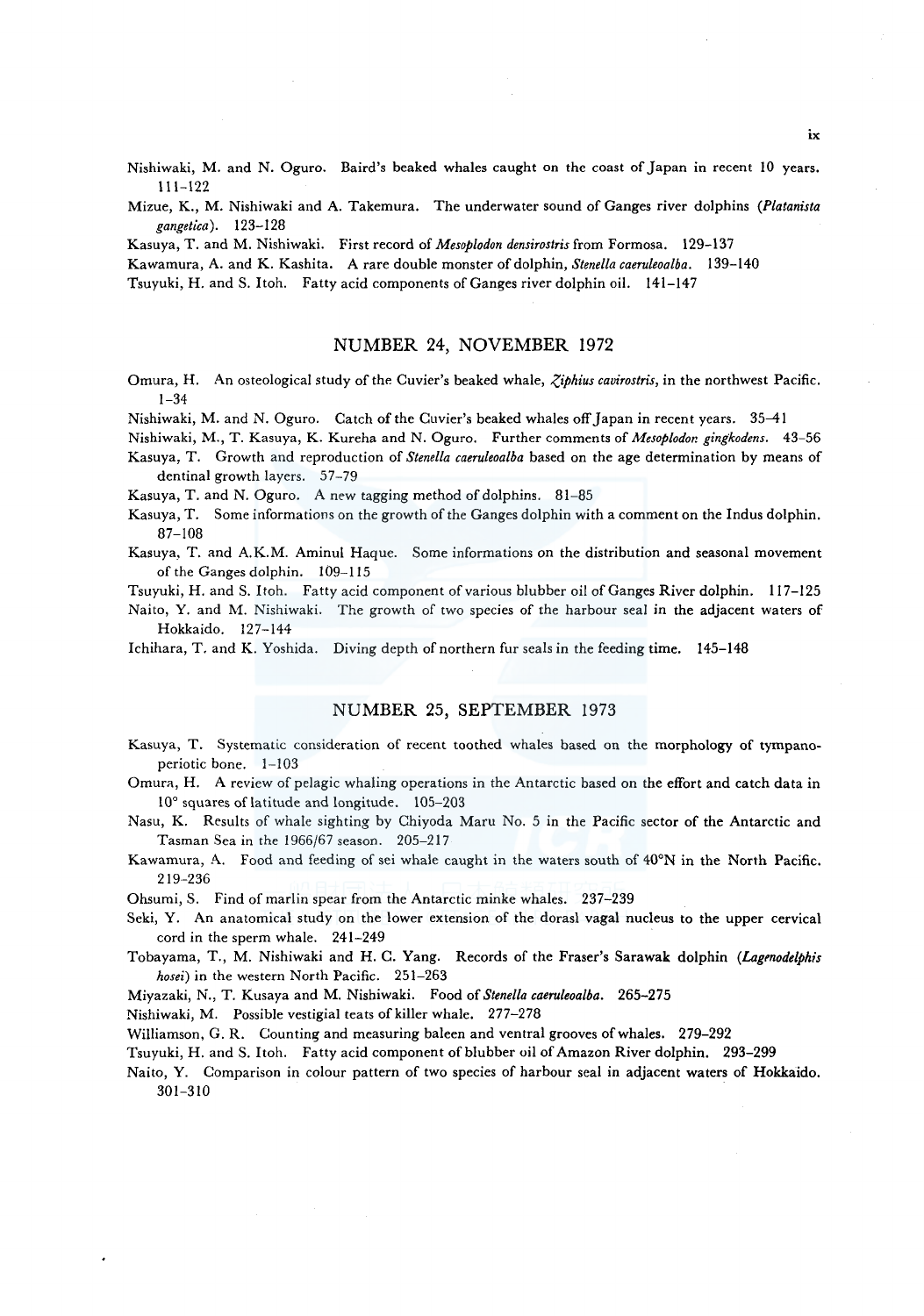Nishiwaki, M. and N. Oguro. Baird's beaked whales caught on the coast of Japan in recent 10 years. 111–122

Mizue, K., M. Nishiwaki and A. Takemura. The underwater sound of Ganges river dolphins (*Platanista gangetica*). 123–128

Kasuya, T. and M. Nishiwaki. First record of *Mesoplodon densirostris* from Formosa. 129–137

Kawamura, A. and K. Kashita. A rare double monster of dolphin, *Stenella caeruleoalba*. 139–140

Tsuyuki, H. and S. Itoh. Fatty acid components of Ganges river dolphin oil. 141–147

## NUMBER 24, NOVEMBER 1972

Omura, H. An osteological study of the Cuvier's beaked whale, *Ziphius cavirostris*, in the northwest Pacific. 1–34

Nishiwaki, M. and N. Oguro. Catch of the Cuvier's beaked whales off Japan in recent years. 35–41

Nishiwaki, M., T. Kasuya, K. Kureha and N. Oguro. Further comments of *Mesoplodon gingkodens*. 43–56

Kasuya, T. Growth and reproduction of *Stenella caeruleoalba* based on the age determination by means of dentinal growth layers. 57–79

Kasuya, T. and N. Oguro. A new tagging method of dolphins. 81–85

Kasuya, T. Some informations on the growth of the Ganges dolphin with a comment on the Indus dolphin. 87–108

Kasuya, T. and A.K.M. Aminul Haque. Some informations on the distribution and seasonal movement of the Ganges dolphin. 109–115

Tsuyuki, H. and S. Itoh. Fatty acid component of various blubber oil of Ganges River dolphin. 117–125

Naito, Y. and M. Nishiwaki. The growth of two species of the harbour seal in the adjacent waters of Hokkaido. 127–144

Ichihara, T. and K. Yoshida. Diving depth of northern fur seals in the feeding time. 145–148

## NUMBER 25, SEPTEMBER 1973

Kasuya, T. Systematic consideration of recent toothed whales based on the morphology of tympano-periotic bone. 1–103

Omura, H. A review of pelagic whaling operations in the Antarctic based on the effort and catch data in 10° squares of latitude and longitude. 105–203

Nasu, K. Results of whale sighting by Chiyoda Maru No. 5 in the Pacific sector of the Antarctic and Tasman Sea in the 1966/67 season. 205–217

Kawamura, A. Food and feeding of sei whale caught in the waters south of 40°N in the North Pacific. 219–236

Ohsumi, S. Find of marlin spear from the Antarctic minke whales. 237–239

Seki, Y. An anatomical study on the lower extension of the dorasl vagal nucleus to the upper cervical cord in the sperm whale. 241–249

Tobayama, T., M. Nishiwaki and H. C. Yang. Records of the Fraser's Sarawak dolphin (*Lagenodelphis hosei*) in the western North Pacific. 251–263

Miyazaki, N., T. Kusaya and M. Nishiwaki. Food of *Stenella caeruleoalba*. 265–275

Nishiwaki, M. Possible vestigial teats of killer whale. 277–278

Williamson, G. R. Counting and measuring baleen and ventral grooves of whales. 279–292

Tsuyuki, H. and S. Itoh. Fatty acid component of blubber oil of Amazon River dolphin. 293–299

Naito, Y. Comparison in colour pattern of two species of harbour seal in adjacent waters of Hokkaido. 301–310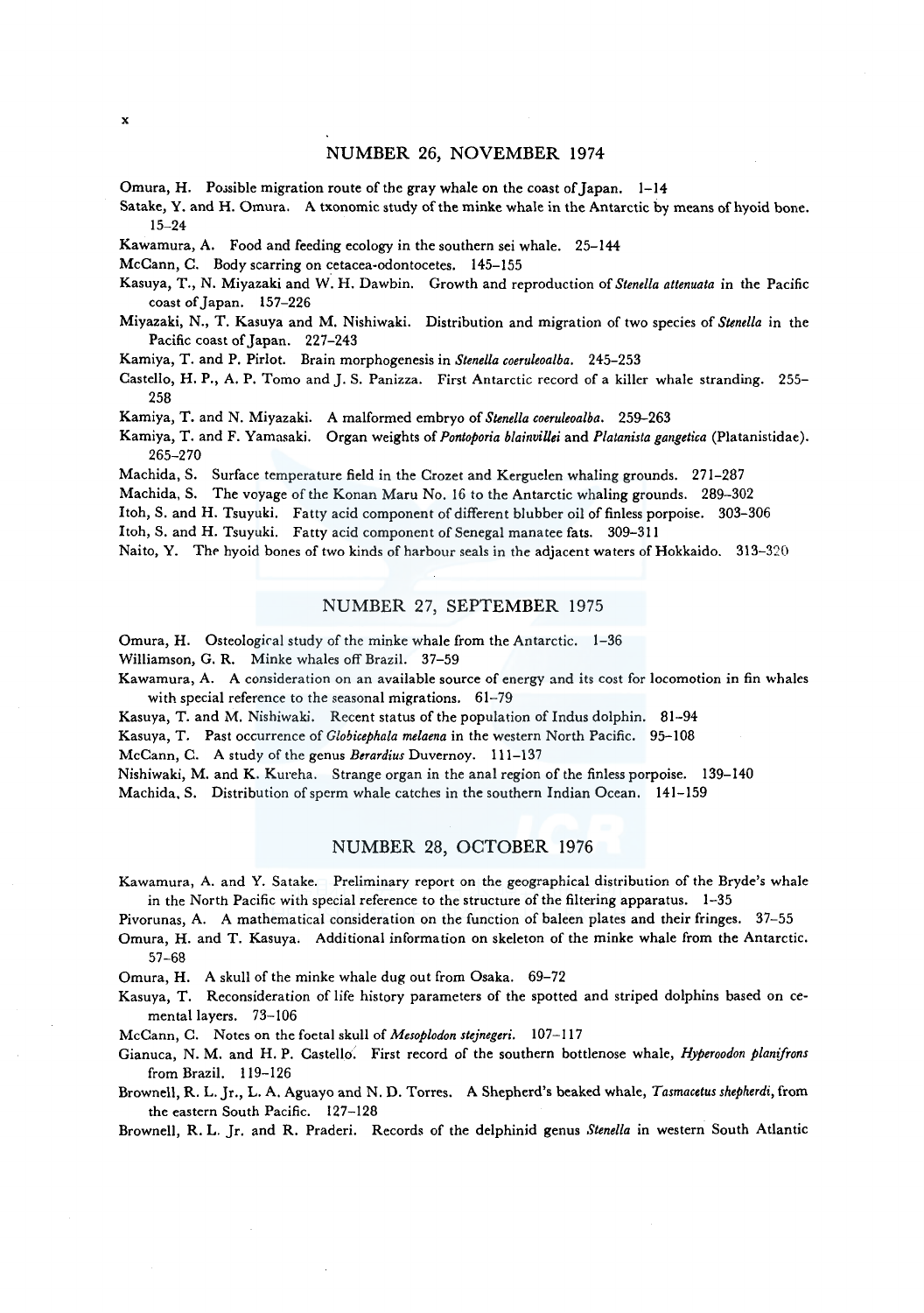## NUMBER 26, NOVEMBER 1974

Omura, H. Possible migration route of the gray whale on the coast of Japan. 1–14

Satake, Y. and H. Omura. A txonomic study of the minke whale in the Antarctic by means of hyoid bone. 15–24

Kawamura, A. Food and feeding ecology in the southern sei whale. 25–144

McCann, C. Body scarring on cetacea-odontocetes. 145–155

Kasuya, T., N. Miyazaki and W. H. Dawbin. Growth and reproduction of *Stenella attenuata* in the Pacific coast of Japan. 157–226

Miyazaki, N., T. Kasuya and M. Nishiwaki. Distribution and migration of two species of *Stenella* in the Pacific coast of Japan. 227–243

Kamiya, T. and P. Pirlot. Brain morphogenesis in *Stenella coeruleoalba*. 245–253

Castello, H. P., A. P. Tomo and J. S. Panizza. First Antarctic record of a killer whale stranding. 255–258

Kamiya, T. and N. Miyazaki. A malformed embryo of *Stenella coeruleoalba*. 259–263

Kamiya, T. and F. Yamasaki. Organ weights of *Pontoporia blainvillei* and *Platanista gangetica* (Platanistidae). 265–270

Machida, S. Surface temperature field in the Crozet and Kerguelen whaling grounds. 271–287

Machida, S. The voyage of the Konan Maru No. 16 to the Antarctic whaling grounds. 289–302

Itoh, S. and H. Tsuyuki. Fatty acid component of different blubber oil of finless porpoise. 303–306

Itoh, S. and H. Tsuyuki. Fatty acid component of Senegal manatee fats. 309–311

Naito, Y. The hyoid bones of two kinds of harbour seals in the adjacent waters of Hokkaido. 313–320

## NUMBER 27, SEPTEMBER 1975

Omura, H. Osteological study of the minke whale from the Antarctic. 1–36

Williamson, G. R. Minke whales off Brazil. 37–59

Kawamura, A. A consideration on an available source of energy and its cost for locomotion in fin whales with special reference to the seasonal migrations. 61–79

Kasuya, T. and M. Nishiwaki. Recent status of the population of Indus dolphin. 81–94

Kasuya, T. Past occurrence of *Globicephala melaena* in the western North Pacific. 95–108

McCann, C. A study of the genus *Berardius* Duvernoy. 111–137

Nishiwaki, M. and K. Kureha. Strange organ in the anal region of the finless porpoise. 139–140

Machida, S. Distribution of sperm whale catches in the southern Indian Ocean. 141–159

## NUMBER 28, OCTOBER 1976

Kawamura, A. and Y. Satake. Preliminary report on the geographical distribution of the Bryde's whale in the North Pacific with special reference to the structure of the filtering apparatus. 1–35

Pivorunas, A. A mathematical consideration on the function of baleen plates and their fringes. 37–55

Omura, H. and T. Kasuya. Additional information on skeleton of the minke whale from the Antarctic. 57–68

Omura, H. A skull of the minke whale dug out from Osaka. 69–72

Kasuya, T. Reconsideration of life history parameters of the spotted and striped dolphins based on cemental layers. 73–106

McCann, C. Notes on the foetal skull of *Mesoplodon stejnegeri*. 107–117

Gianuca, N. M. and H. P. Castello. First record of the southern bottlenose whale, *Hyperoodon planifrons* from Brazil. 119–126

Brownell, R. L. Jr., L. A. Aguayo and N. D. Torres. A Shepherd's beaked whale, *Tasmacetus shepherdi*, from the eastern South Pacific. 127–128

Brownell, R. L. Jr. and R. Praderi. Records of the delphinid genus *Stenella* in western South Atlantic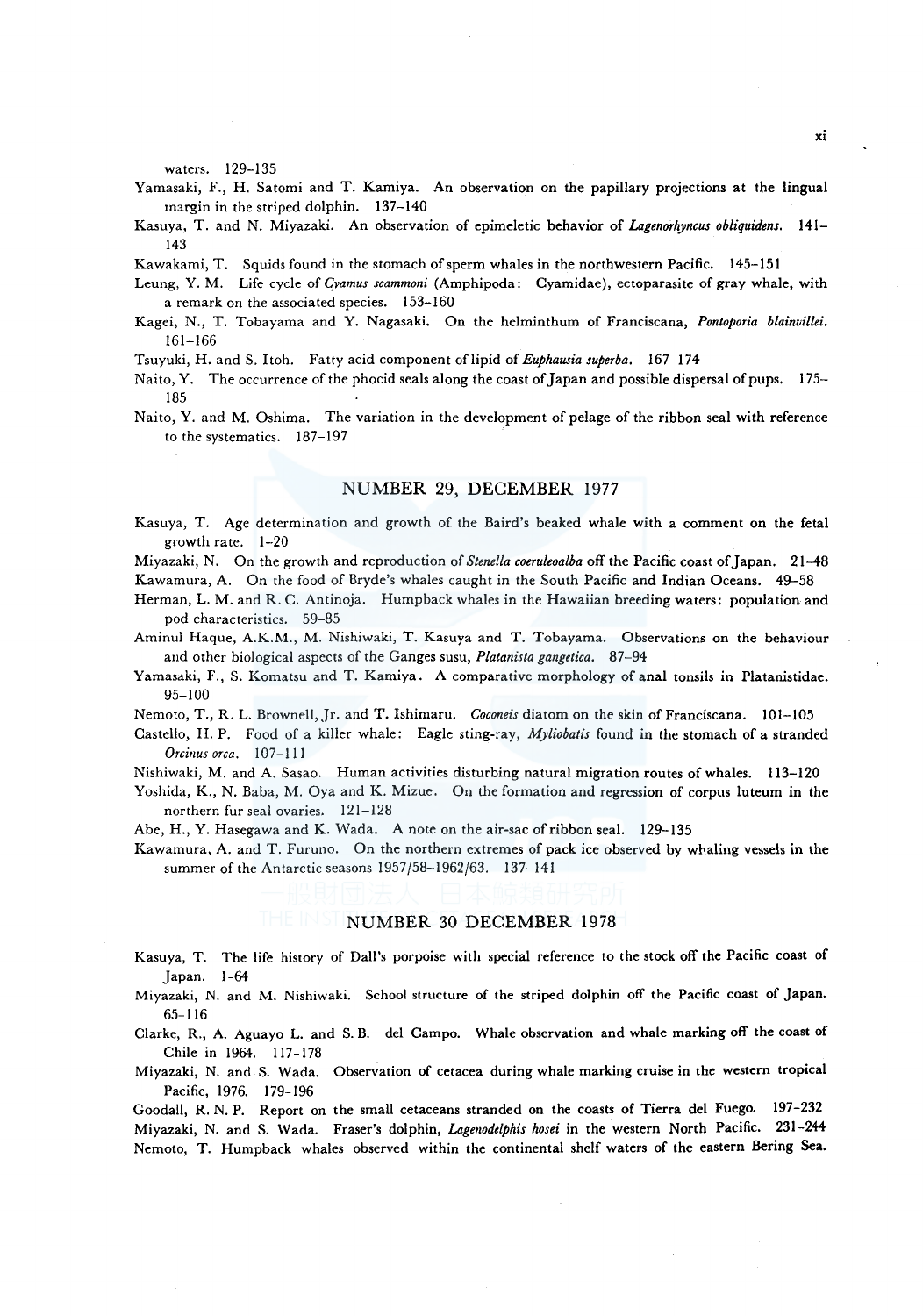waters. 129–135

Yamasaki, F., H. Satomi and T. Kamiya. An observation on the papillary projections at the lingual margin in the striped dolphin. 137–140

Kasuya, T. and N. Miyazaki. An observation of epimeletic behavior of *Lagenorhyncus obliquidens*. 141–143

Kawakami, T. Squids found in the stomach of sperm whales in the northwestern Pacific. 145–151

Leung, Y. M. Life cycle of *Cyamus scammoni* (Amphipoda: Cyamidae), ectoparasite of gray whale, with a remark on the associated species. 153–160

Kagei, N., T. Tobayama and Y. Nagasaki. On the helminthum of Franciscana, *Pontoporia blainvillei*. 161–166

Tsuyuki, H. and S. Itoh. Fatty acid component of lipid of *Euphausia superba*. 167–174

Naito, Y. The occurrence of the phocid seals along the coast of Japan and possible dispersal of pups. 175–185

Naito, Y. and M. Oshima. The variation in the development of pelage of the ribbon seal with reference to the systematics. 187–197

## NUMBER 29, DECEMBER 1977

Kasuya, T. Age determination and growth of the Baird's beaked whale with a comment on the fetal growth rate. 1–20

Miyazaki, N. On the growth and reproduction of *Stenella coeruleoalba* off the Pacific coast of Japan. 21–48

Kawamura, A. On the food of Bryde's whales caught in the South Pacific and Indian Oceans. 49–58

Herman, L. M. and R. C. Antinoja. Humpback whales in the Hawaiian breeding waters: population and pod characteristics. 59–85

Aminul Haque, A.K.M., M. Nishiwaki, T. Kasuya and T. Tobayama. Observations on the behaviour and other biological aspects of the Ganges susu, *Platanista gangetica*. 87–94

Yamasaki, F., S. Komatsu and T. Kamiya. A comparative morphology of anal tonsils in Platanistidae. 95–100

Nemoto, T., R. L. Brownell, Jr. and T. Ishimaru. *Coconeis* diatom on the skin of Franciscana. 101–105

Castello, H. P. Food of a killer whale: Eagle sting-ray, *Myliobatis* found in the stomach of a stranded *Orcinus orca*. 107–111

Nishiwaki, M. and A. Sasao. Human activities disturbing natural migration routes of whales. 113–120

Yoshida, K., N. Baba, M. Oya and K. Mizue. On the formation and regression of corpus luteum in the northern fur seal ovaries. 121–128

Abe, H., Y. Hasegawa and K. Wada. A note on the air-sac of ribbon seal. 129–135

Kawamura, A. and T. Furuno. On the northern extremes of pack ice observed by whaling vessels in the summer of the Antarctic seasons 1957/58–1962/63. 137–141

## NUMBER 30 DECEMBER 1978

Kasuya, T. The life history of Dall's porpoise with special reference to the stock off the Pacific coast of Japan. 1–64

Miyazaki, N. and M. Nishiwaki. School structure of the striped dolphin off the Pacific coast of Japan. 65–116

Clarke, R., A. Aguayo L. and S. B. del Campo. Whale observation and whale marking off the coast of Chile in 1964. 117–178

Miyazaki, N. and S. Wada. Observation of cetacea during whale marking cruise in the western tropical Pacific, 1976. 179–196

Goodall, R. N. P. Report on the small cetaceans stranded on the coasts of Tierra del Fuego. 197–232

Miyazaki, N. and S. Wada. Fraser's dolphin, *Lagenodelphis hosei* in the western North Pacific. 231–244

Nemoto, T. Humpback whales observed within the continental shelf waters of the eastern Bering Sea.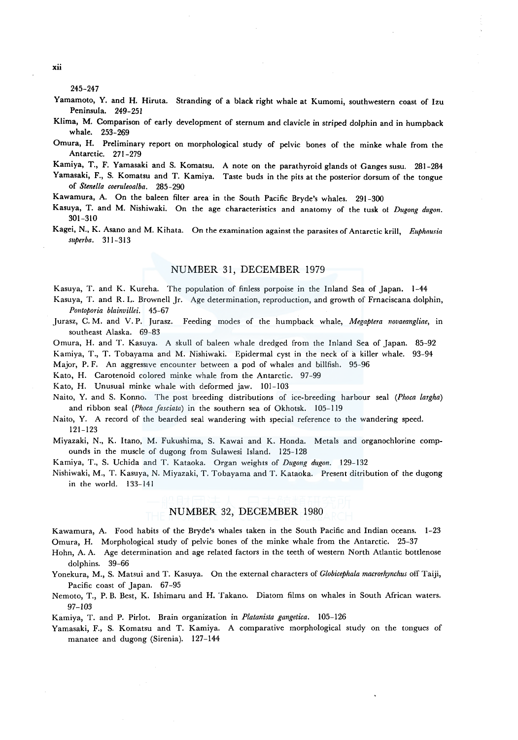245–247

Yamamoto, Y. and H. Hiruta. Stranding of a black right whale at Kumomi, southwestern coast of Izu Peninsula. 249–251

Klima, M. Comparison of early development of sternum and clavicle in striped dolphin and in humpback whale. 253–269

Omura, H. Preliminary report on morphological study of pelvic bones of the minke whale from the Antarctic. 271–279

Kamiya, T., F. Yamasaki and S. Komatsu. A note on the parathyroid glands ot Ganges susu. 281–284

Yamasaki, F., S. Komatsu and T. Kamiya. Taste buds in the pits at the posterior dorsum of the tongue of *Stenella coeruleoalba*. 285–290

Kawamura, A. On the baleen filter area in the South Pacific Bryde's whales. 291–300

Kasuya, T. and M. Nishiwaki. On the age characteristics and anatomy of the tusk of *Dugong dugon*. 301–310

Kagei, N., K. Asano and M. Kihata. On the examination against the parasites of Antarctic krill, *Euphausia superba*. 311–313

## NUMBER 31, DECEMBER 1979

Kasuya, T. and K. Kureha. The population of finless porpoise in the Inland Sea of Japan. 1–44

Kasuya, T. and R. L. Brownell Jr. Age determination, reproduction, and growth of Frnaciscana dolphin, *Pontoporia blainvillei*. 45–67

Jurasz, C. M. and V. P. Jurasz. Feeding modes of the humpback whale, *Megaptera novaeangliae*, in southeast Alaska. 69–83

Omura, H. and T. Kasuya. A skull of baleen whale dredged from the Inland Sea of Japan. 85–92

Kamiya, T., T. Tobayama and M. Nishiwaki. Epidermal cyst in the neck of a killer whale. 93–94

Major, P. F. An aggressive encounter between a pod of whales and billfish. 95–96

Kato, H. Carotenoid colored minke whale from the Antarctic. 97–99

Kato, H. Unusual minke whale with deformed jaw. 101–103

Naito, Y. and S. Konno. The post breeding distributions of ice-breeding harbour seal (*Phoca largha*) and ribbon seal (*Phoca fasciata*) in the southern sea of Okhotsk. 105–119

Naito, Y. A record of the bearded seal wandering with special reference to the wandering speed. 121–123

Miyazaki, N., K. Itano, M. Fukushima, S. Kawai and K. Honda. Metals and organochlorine compounds in the muscle of dugong from Sulawesi Island. 125–128

Kamiya, T., S. Uchida and T. Kataoka. Organ weights of *Dugong dugon*. 129–132

Nishiwaki, M., T. Kasuya, N. Miyazaki, T. Tobayama and T. Kataoka. Present ditribution of the dugong in the world. 133–141

## NUMBER 32, DECEMBER 1980

Kawamura, A. Food habits of the Bryde's whales taken in the South Pacific and Indian oceans. 1–23

Omura, H. Morphological study of pelvic bones of the minke whale from the Antarctic. 25–37

Hohn, A. A. Age determination and age related factors in the teeth of western North Atlantic bottlenose dolphins. 39–66

Yonekura, M., S. Matsui and T. Kasuya. On the external characters of *Globicephala macrorhynchus* off Taiji, Pacific coast of Japan. 67–95

Nemoto, T., P. B. Best, K. Ishimaru and H. Takano. Diatom films on whales in South African waters. 97–103

Kamiya, T. and P. Pirlot. Brain organization in *Platanista gangetica*. 105–126

Yamasaki, F., S. Komatsu and T. Kamiya. A comparative morphological study on the tongues of manatee and dugong (Sirenia). 127–144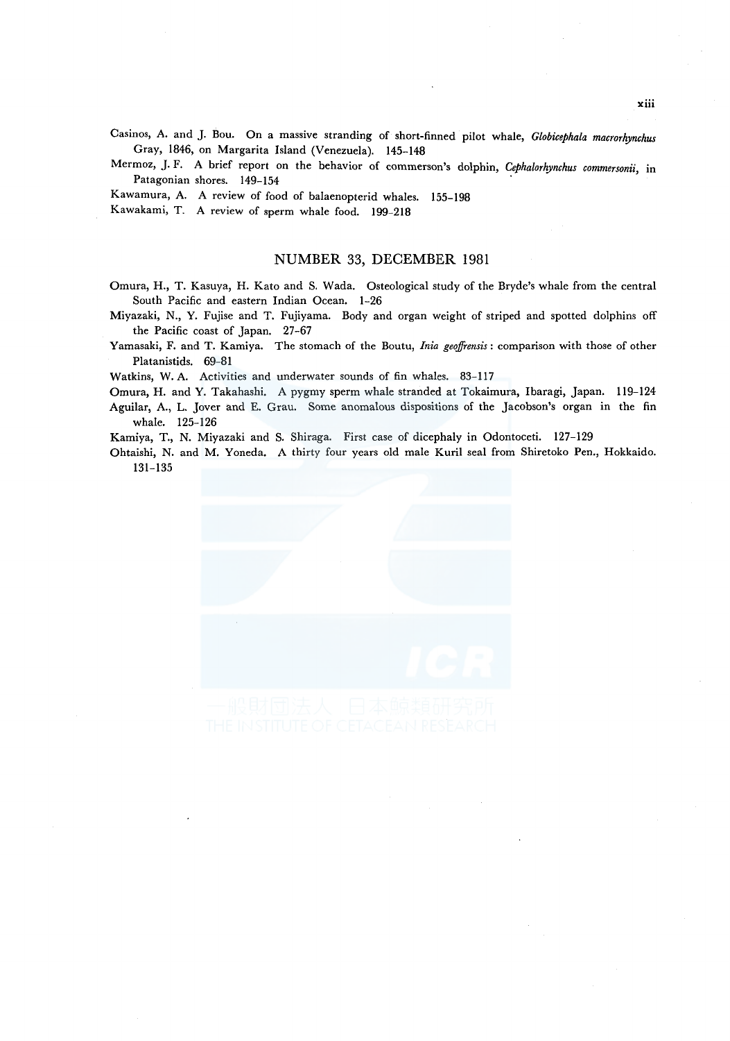Casinos, A. and J. Bou. On a massive stranding of short-finned pilot whale, *Globicephala macrorhynchus* Gray, 1846, on Margarita Island (Venezuela). 145–148

Mermoz, J. F. A brief report on the behavior of commerson's dolphin, *Cephalorhynchus commersonii*, in Patagonian shores. 149–154

Kawamura, A. A review of food of balaenopterid whales. 155–198

Kawakami, T. A review of sperm whale food. 199–218

## NUMBER 33, DECEMBER 1981

Omura, H., T. Kasuya, H. Kato and S. Wada. Osteological study of the Bryde's whale from the central South Pacific and eastern Indian Ocean. 1–26

Miyazaki, N., Y. Fujise and T. Fujiyama. Body and organ weight of striped and spotted dolphins off the Pacific coast of Japan. 27–67

Yamasaki, F. and T. Kamiya. The stomach of the Boutu, *Inia geoffrensis*: comparison with those of other Platanistids. 69–81

Watkins, W. A. Activities and underwater sounds of fin whales. 83–117

Omura, H. and Y. Takahashi. A pygmy sperm whale stranded at Tokaimura, Ibaragi, Japan. 119–124

Aguilar, A., L. Jover and E. Grau. Some anomalous dispositions of the Jacobson's organ in the fin whale. 125–126

Kamiya, T., N. Miyazaki and S. Shiraga. First case of dicephaly in Odontoceti. 127–129

Ohtaishi, N. and M. Yoneda. A thirty four years old male Kuril seal from Shiretoko Pen., Hokkaido. 131–135